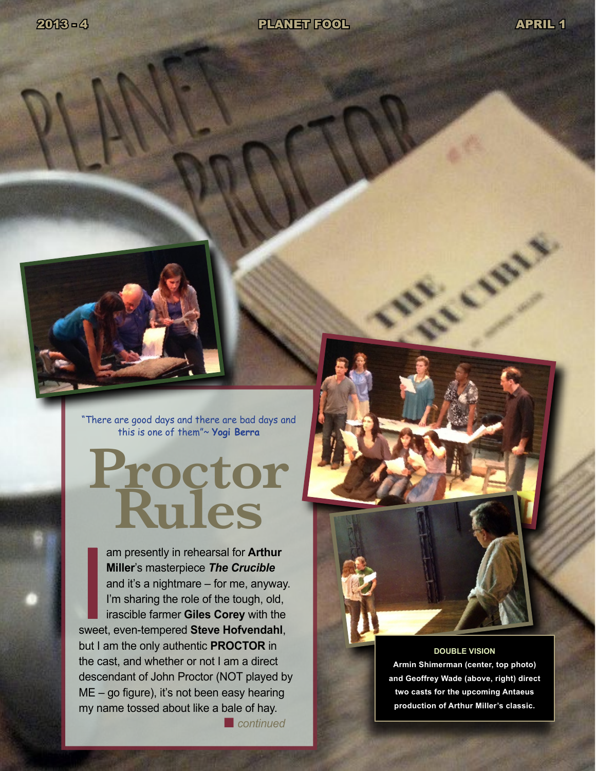"There are good days and there are bad days and this is one of them"~ **Yogi Berra**

# Proctor Rules

I am presently in rehearsal for **Arthur Miller**'s masterpiece ***The Crucible*** and it's a nightmare – for me, anyway. I'm sharing the role of the tough, old, irascible farmer **Giles Corey** with the sweet, even-tempered **Steve Hofvendahl**, but I am the only authentic **PROCTOR** in the cast, and whether or not I am a direct descendant of John Proctor (NOT played by ME – go figure), it's not been easy hearing my name tossed about like a bale of hay.

*continued*

**DOUBLE VISION**

**Armin Shimerman (center, top photo) and Geoffrey Wade (above, right) direct two casts for the upcoming Antaeus production of Arthur Miller's classic.**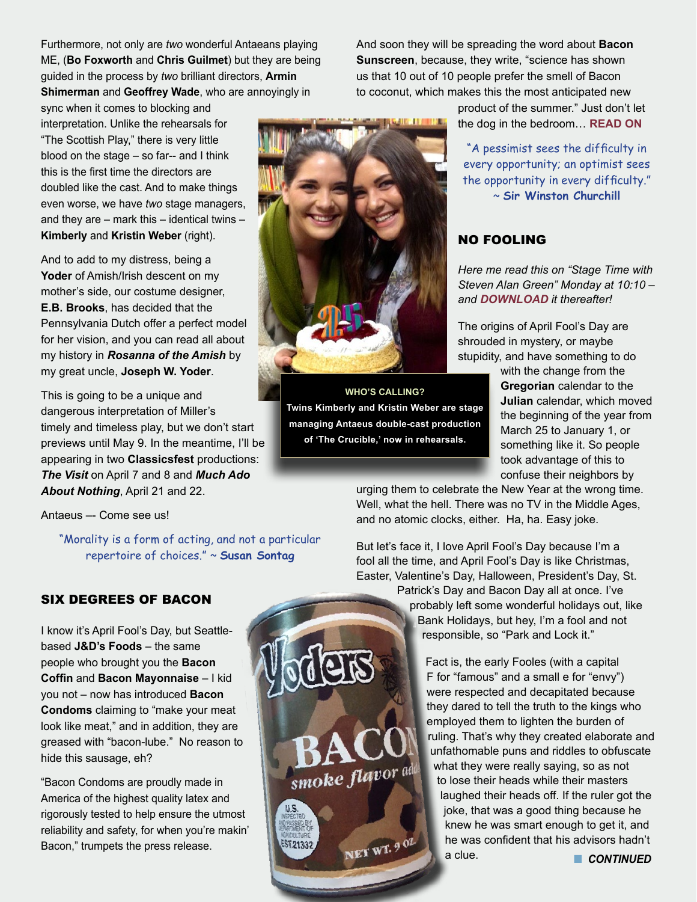Furthermore, not only are *two* wonderful Antaeans playing ME, (**Bo Foxworth** and **Chris Guilmet**) but they are being guided in the process by *two* brilliant directors, **Armin Shimerman** and **Geoffrey Wade**, who are annoyingly in sync when it comes to blocking and interpretation. Unlike the rehearsals for "The Scottish Play," there is very little blood on the stage – so far-- and I think this is the first time the directors are doubled like the cast. And to make things even worse, we have *two* stage managers, and they are – mark this – identical twins – **Kimberly** and **Kristin Weber** (right).

And to add to my distress, being a **Yoder** of Amish/Irish descent on my mother's side, our costume designer, **E.B. Brooks**, has decided that the Pennsylvania Dutch offer a perfect model for her vision, and you can read all about my history in ***Rosanna of the Amish*** by my great uncle, **Joseph W. Yoder**.

This is going to be a unique and dangerous interpretation of Miller's timely and timeless play, but we don't start previews until May 9. In the meantime, I'll be appearing in two **Classicsfest** productions: ***The Visit*** on April 7 and 8 and ***Much Ado About Nothing***, April 21 and 22.

Antaeus –- Come see us!

**WHO'S CALLING?**
**Twins Kimberly and Kristin Weber are stage managing Antaeus double-cast production of 'The Crucible,' now in rehearsals.**

"Morality is a form of acting, and not a particular repertoire of choices." ~ **Susan Sontag**

## SIX DEGREES OF BACON

I know it's April Fool's Day, but Seattle-based **J&D's Foods** – the same people who brought you the **Bacon Coffin** and **Bacon Mayonnaise** – I kid you not – now has introduced **Bacon Condoms** claiming to "make your meat look like meat," and in addition, they are greased with "bacon-lube." No reason to hide this sausage, eh?

"Bacon Condoms are proudly made in America of the highest quality latex and rigorously tested to help ensure the utmost reliability and safety, for when you're makin' Bacon," trumpets the press release.

And soon they will be spreading the word about **Bacon Sunscreen**, because, they write, "science has shown us that 10 out of 10 people prefer the smell of Bacon to coconut, which makes this the most anticipated new product of the summer." Just don't let the dog in the bedroom… **READ ON**

"A pessimist sees the difficulty in every opportunity; an optimist sees the opportunity in every difficulty." ~ **Sir Winston Churchill**

## NO FOOLING

*Here me read this on "Stage Time with Steven Alan Green" Monday at 10:10 – and* ***DOWNLOAD*** *it thereafter!*

The origins of April Fool's Day are shrouded in mystery, or maybe stupidity, and have something to do with the change from the **Gregorian** calendar to the **Julian** calendar, which moved the beginning of the year from March 25 to January 1, or something like it. So people took advantage of this to confuse their neighbors by urging them to celebrate the New Year at the wrong time. Well, what the hell. There was no TV in the Middle Ages, and no atomic clocks, either. Ha, ha. Easy joke.

But let's face it, I love April Fool's Day because I'm a fool all the time, and April Fool's Day is like Christmas, Easter, Valentine's Day, Halloween, President's Day, St. Patrick's Day and Bacon Day all at once. I've probably left some wonderful holidays out, like Bank Holidays, but hey, I'm a fool and not responsible, so "Park and Lock it."

Fact is, the early Fooles (with a capital F for "famous" and a small e for "envy") were respected and decapitated because they dared to tell the truth to the kings who employed them to lighten the burden of ruling. That's why they created elaborate and unfathomable puns and riddles to obfuscate what they were really saying, so as not to lose their heads while their masters laughed their heads off. If the ruler got the joke, that was a good thing because he knew he was smart enough to get it, and he was confident that his advisors hadn't a clue.

***CONTINUED***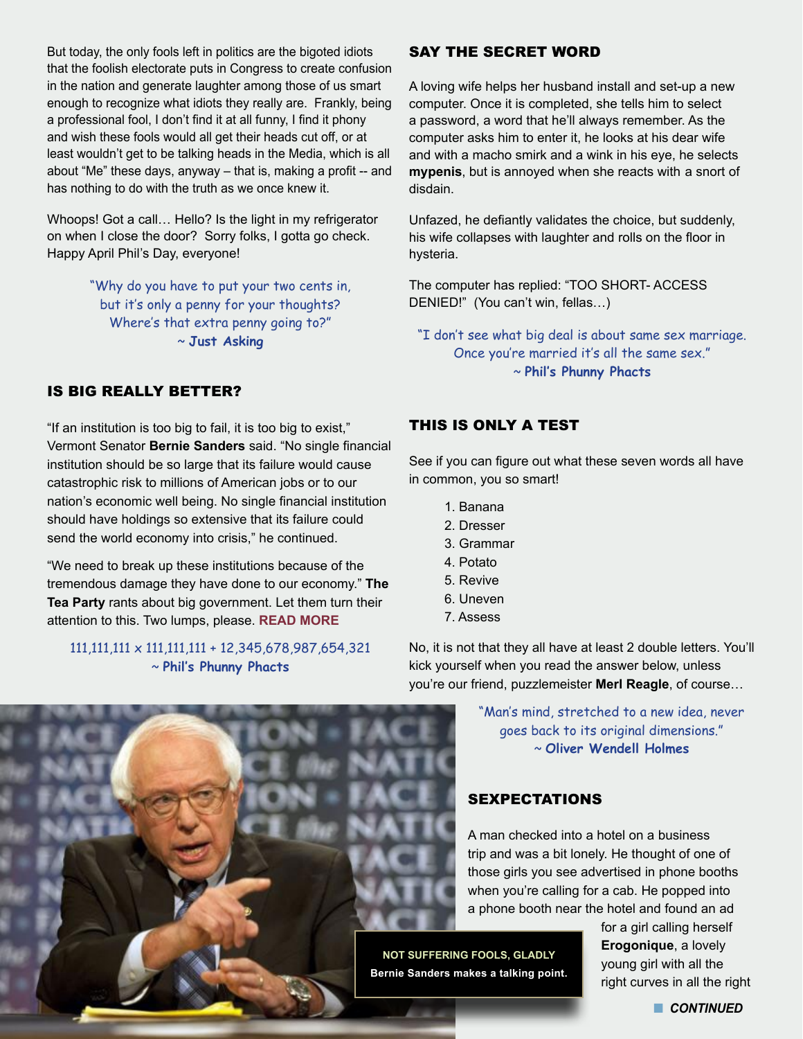But today, the only fools left in politics are the bigoted idiots that the foolish electorate puts in Congress to create confusion in the nation and generate laughter among those of us smart enough to recognize what idiots they really are. Frankly, being a professional fool, I don't find it at all funny, I find it phony and wish these fools would all get their heads cut off, or at least wouldn't get to be talking heads in the Media, which is all about "Me" these days, anyway – that is, making a profit -- and has nothing to do with the truth as we once knew it.

Whoops! Got a call… Hello? Is the light in my refrigerator on when I close the door? Sorry folks, I gotta go check. Happy April Phil's Day, everyone!

"Why do you have to put your two cents in, but it's only a penny for your thoughts? Where's that extra penny going to?"
~ **Just Asking**

## IS BIG REALLY BETTER?

"If an institution is too big to fail, it is too big to exist," Vermont Senator **Bernie Sanders** said. "No single financial institution should be so large that its failure would cause catastrophic risk to millions of American jobs or to our nation's economic well being. No single financial institution should have holdings so extensive that its failure could send the world economy into crisis," he continued.

"We need to break up these institutions because of the tremendous damage they have done to our economy." **The Tea Party** rants about big government. Let them turn their attention to this. Two lumps, please. **READ MORE**

111,111,111 x 111,111,111 = 12,345,678,987,654,321
~ **Phil's Phunny Phacts**

**NOT SUFFERING FOOLS, GLADLY**
**Bernie Sanders makes a talking point.**

## SAY THE SECRET WORD

A loving wife helps her husband install and set-up a new computer. Once it is completed, she tells him to select a password, a word that he'll always remember. As the computer asks him to enter it, he looks at his dear wife and with a macho smirk and a wink in his eye, he selects **mypenis**, but is annoyed when she reacts with a snort of disdain.

Unfazed, he defiantly validates the choice, but suddenly, his wife collapses with laughter and rolls on the floor in hysteria.

The computer has replied: "TOO SHORT- ACCESS DENIED!" (You can't win, fellas…)

"I don't see what big deal is about same sex marriage. Once you're married it's all the same sex."
~ **Phil's Phunny Phacts**

## THIS IS ONLY A TEST

See if you can figure out what these seven words all have in common, you so smart!

1. Banana
2. Dresser
3. Grammar
4. Potato
5. Revive
6. Uneven
7. Assess

No, it is not that they all have at least 2 double letters. You'll kick yourself when you read the answer below, unless you're our friend, puzzlemeister **Merl Reagle**, of course…

"Man's mind, stretched to a new idea, never goes back to its original dimensions."
~ **Oliver Wendell Holmes**

## SEXPECTATIONS

A man checked into a hotel on a business trip and was a bit lonely. He thought of one of those girls you see advertised in phone booths when you're calling for a cab. He popped into a phone booth near the hotel and found an ad for a girl calling herself **Erogonique**, a lovely young girl with all the right curves in all the right

**CONTINUED**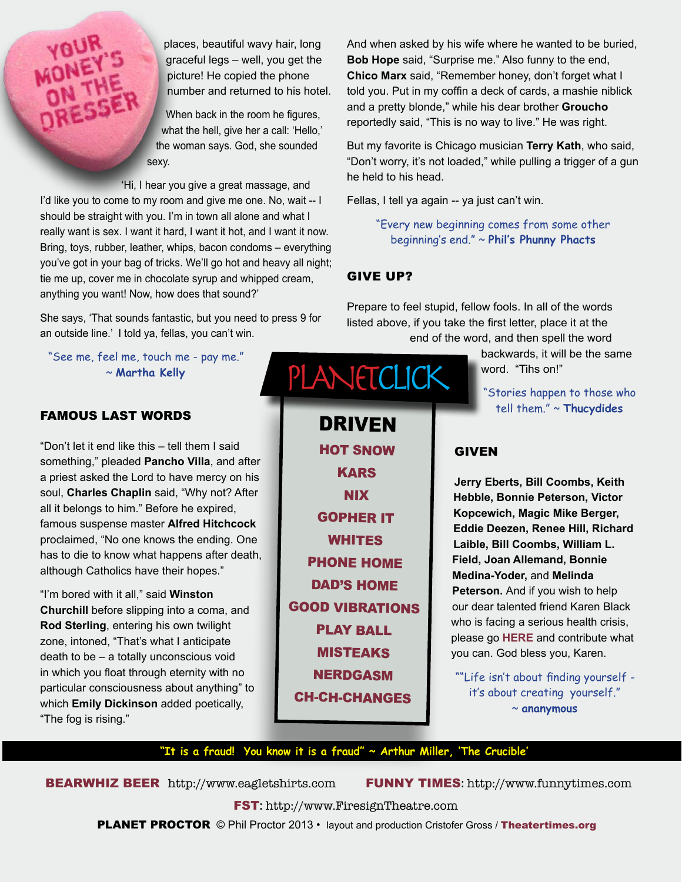YOUR MONEY'S ON THE DRESSER

places, beautiful wavy hair, long graceful legs – well, you get the picture! He copied the phone number and returned to his hotel.

When back in the room he figures, what the hell, give her a call: 'Hello,' the woman says. God, she sounded sexy.

'Hi, I hear you give a great massage, and I'd like you to come to my room and give me one. No, wait -- I should be straight with you. I'm in town all alone and what I really want is sex. I want it hard, I want it hot, and I want it now. Bring, toys, rubber, leather, whips, bacon condoms – everything you've got in your bag of tricks. We'll go hot and heavy all night; tie me up, cover me in chocolate syrup and whipped cream, anything you want! Now, how does that sound?'

She says, 'That sounds fantastic, but you need to press 9 for an outside line.' I told ya, fellas, you can't win.

"See me, feel me, touch me - pay me." ~ **Martha Kelly**

## FAMOUS LAST WORDS

"Don't let it end like this – tell them I said something," pleaded **Pancho Villa**, and after a priest asked the Lord to have mercy on his soul, **Charles Chaplin** said, "Why not? After all it belongs to him." Before he expired, famous suspense master **Alfred Hitchcock** proclaimed, "No one knows the ending. One has to die to know what happens after death, although Catholics have their hopes."

"I'm bored with it all," said **Winston Churchill** before slipping into a coma, and **Rod Sterling**, entering his own twilight zone, intoned, "That's what I anticipate death to be – a totally unconscious void in which you float through eternity with no particular consciousness about anything" to which **Emily Dickinson** added poetically, "The fog is rising."

And when asked by his wife where he wanted to be buried, **Bob Hope** said, "Surprise me." Also funny to the end, **Chico Marx** said, "Remember honey, don't forget what I told you. Put in my coffin a deck of cards, a mashie niblick and a pretty blonde," while his dear brother **Groucho** reportedly said, "This is no way to live." He was right.

But my favorite is Chicago musician **Terry Kath**, who said, "Don't worry, it's not loaded," while pulling a trigger of a gun he held to his head.

Fellas, I tell ya again -- ya just can't win.

"Every new beginning comes from some other beginning's end." ~ **Phil's Phunny Phacts**

## GIVE UP?

Prepare to feel stupid, fellow fools. In all of the words listed above, if you take the first letter, place it at the end of the word, and then spell the word backwards, it will be the same word. "Tihs on!"

"Stories happen to those who tell them." ~ **Thucydides**

## PLANETCLICK

### DRIVEN

**HOT SNOW**
**KARS**
**NIX**
**GOPHER IT**
**WHITES**
**PHONE HOME**
**DAD'S HOME**
**GOOD VIBRATIONS**
**PLAY BALL**
**MISTEAKS**
**NERDGASM**
**CH-CH-CHANGES**

## GIVEN

**Jerry Eberts, Bill Coombs, Keith Hebble, Bonnie Peterson, Victor Kopcewich, Magic Mike Berger, Eddie Deezen, Renee Hill, Richard Laible, Bill Coombs, William L. Field, Joan Allemand, Bonnie Medina-Yoder,** and **Melinda Peterson.** And if you wish to help our dear talented friend Karen Black who is facing a serious health crisis, please go **HERE** and contribute what you can. God bless you, Karen.

""Life isn't about finding yourself - it's about creating yourself." ~ **anonymous**

"It is a fraud! You know it is a fraud" ~ Arthur Miller, 'The Crucible'

**BEARWHIZ BEER** http://www.eagletshirts.com  **FUNNY TIMES**: http://www.funnytimes.com

**FST**: http://www.FiresignTheatre.com

**PLANET PROCTOR** © Phil Proctor 2013 • layout and production Cristofer Gross / **Theatertimes.org**